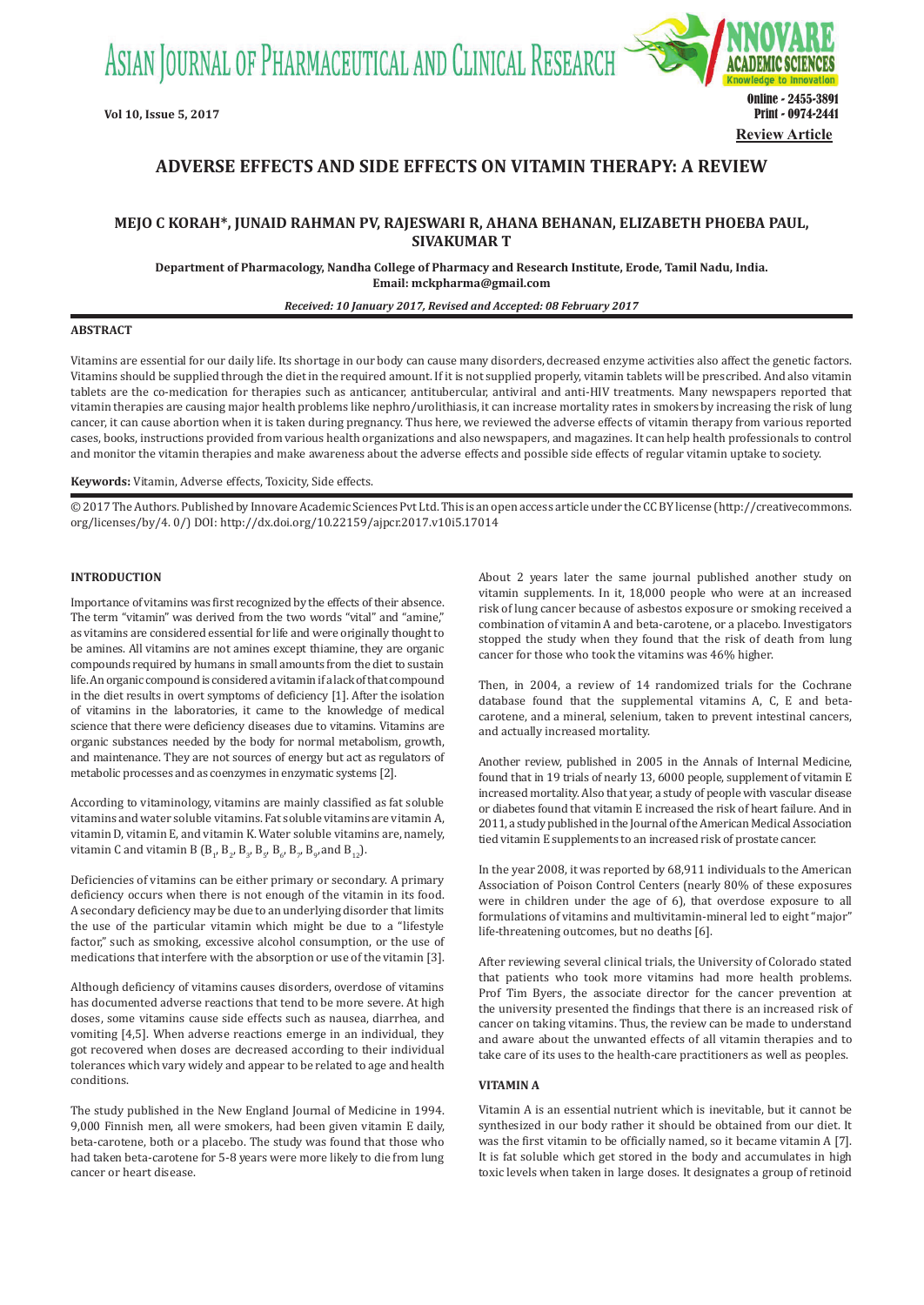# ADVERSE EFFECTS AND SIDE EFFECTS ON VITAMIN THERAPY: A REVIEW

**MEJO C KORAH\*, JUNAID RAHMAN PV, RAJESWARI R, AHANA BEHANAN, ELIZABETH PHOEBA PAUL, SIVAKUMAR T**

**Department of Pharmacology, Nandha College of Pharmacy and Research Institute, Erode, Tamil Nadu, India. Email: mckpharma@gmail.com**

***Received: 10 January 2017, Revised and Accepted: 08 February 2017***

## ABSTRACT

Vitamins are essential for our daily life. Its shortage in our body can cause many disorders, decreased enzyme activities also affect the genetic factors. Vitamins should be supplied through the diet in the required amount. If it is not supplied properly, vitamin tablets will be prescribed. And also vitamin tablets are the co-medication for therapies such as anticancer, antitubercular, antiviral and anti-HIV treatments. Many newspapers reported that vitamin therapies are causing major health problems like nephro/urolithiasis, it can increase mortality rates in smokers by increasing the risk of lung cancer, it can cause abortion when it is taken during pregnancy. Thus here, we reviewed the adverse effects of vitamin therapy from various reported cases, books, instructions provided from various health organizations and also newspapers, and magazines. It can help health professionals to control and monitor the vitamin therapies and make awareness about the adverse effects and possible side effects of regular vitamin uptake to society.

**Keywords:** Vitamin, Adverse effects, Toxicity, Side effects.

© 2017 The Authors. Published by Innovare Academic Sciences Pvt Ltd. This is an open access article under the CC BY license (http://creativecommons.org/licenses/by/4. 0/) DOI: http://dx.doi.org/10.22159/ajpcr.2017.v10i5.17014

## INTRODUCTION

Importance of vitamins was first recognized by the effects of their absence. The term "vitamin" was derived from the two words "vital" and "amine," as vitamins are considered essential for life and were originally thought to be amines. All vitamins are not amines except thiamine, they are organic compounds required by humans in small amounts from the diet to sustain life. An organic compound is considered a vitamin if a lack of that compound in the diet results in overt symptoms of deficiency [1]. After the isolation of vitamins in the laboratories, it came to the knowledge of medical science that there were deficiency diseases due to vitamins. Vitamins are organic substances needed by the body for normal metabolism, growth, and maintenance. They are not sources of energy but act as regulators of metabolic processes and as coenzymes in enzymatic systems [2].

According to vitaminology, vitamins are mainly classified as fat soluble vitamins and water soluble vitamins. Fat soluble vitamins are vitamin A, vitamin D, vitamin E, and vitamin K. Water soluble vitamins are, namely, vitamin C and vitamin B ($B_1$, $B_2$, $B_3$, $B_5$, $B_6$, $B_7$, $B_9$, and $B_{12}$).

Deficiencies of vitamins can be either primary or secondary. A primary deficiency occurs when there is not enough of the vitamin in its food. A secondary deficiency may be due to an underlying disorder that limits the use of the particular vitamin which might be due to a "lifestyle factor," such as smoking, excessive alcohol consumption, or the use of medications that interfere with the absorption or use of the vitamin [3].

Although deficiency of vitamins causes disorders, overdose of vitamins has documented adverse reactions that tend to be more severe. At high doses, some vitamins cause side effects such as nausea, diarrhea, and vomiting [4,5]. When adverse reactions emerge in an individual, they got recovered when doses are decreased according to their individual tolerances which vary widely and appear to be related to age and health conditions.

The study published in the New England Journal of Medicine in 1994. 9,000 Finnish men, all were smokers, had been given vitamin E daily, beta-carotene, both or a placebo. The study was found that those who had taken beta-carotene for 5-8 years were more likely to die from lung cancer or heart disease.

About 2 years later the same journal published another study on vitamin supplements. In it, 18,000 people who were at an increased risk of lung cancer because of asbestos exposure or smoking received a combination of vitamin A and beta-carotene, or a placebo. Investigators stopped the study when they found that the risk of death from lung cancer for those who took the vitamins was 46% higher.

Then, in 2004, a review of 14 randomized trials for the Cochrane database found that the supplemental vitamins A, C, E and beta-carotene, and a mineral, selenium, taken to prevent intestinal cancers, and actually increased mortality.

Another review, published in 2005 in the Annals of Internal Medicine, found that in 19 trials of nearly 13, 6000 people, supplement of vitamin E increased mortality. Also that year, a study of people with vascular disease or diabetes found that vitamin E increased the risk of heart failure. And in 2011, a study published in the Journal of the American Medical Association tied vitamin E supplements to an increased risk of prostate cancer.

In the year 2008, it was reported by 68,911 individuals to the American Association of Poison Control Centers (nearly 80% of these exposures were in children under the age of 6), that overdose exposure to all formulations of vitamins and multivitamin-mineral led to eight "major" life-threatening outcomes, but no deaths [6].

After reviewing several clinical trials, the University of Colorado stated that patients who took more vitamins had more health problems. Prof Tim Byers, the associate director for the cancer prevention at the university presented the findings that there is an increased risk of cancer on taking vitamins. Thus, the review can be made to understand and aware about the unwanted effects of all vitamin therapies and to take care of its uses to the health-care practitioners as well as peoples.

### VITAMIN A

Vitamin A is an essential nutrient which is inevitable, but it cannot be synthesized in our body rather it should be obtained from our diet. It was the first vitamin to be officially named, so it became vitamin A [7]. It is fat soluble which get stored in the body and accumulates in high toxic levels when taken in large doses. It designates a group of retinoid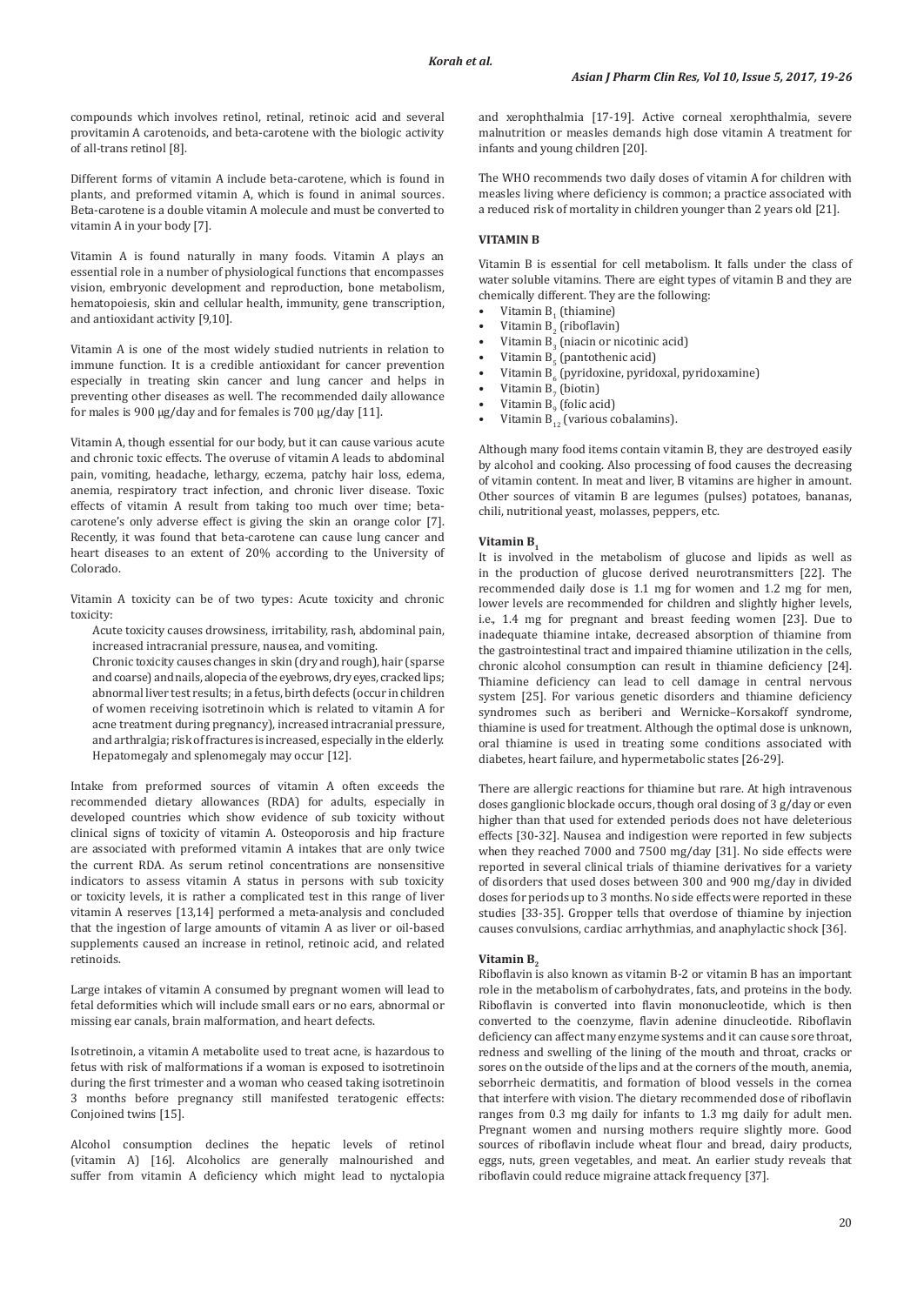compounds which involves retinol, retinal, retinoic acid and several provitamin A carotenoids, and beta-carotene with the biologic activity of all-trans retinol [8].

Different forms of vitamin A include beta-carotene, which is found in plants, and preformed vitamin A, which is found in animal sources. Beta-carotene is a double vitamin A molecule and must be converted to vitamin A in your body [7].

Vitamin A is found naturally in many foods. Vitamin A plays an essential role in a number of physiological functions that encompasses vision, embryonic development and reproduction, bone metabolism, hematopoiesis, skin and cellular health, immunity, gene transcription, and antioxidant activity [9,10].

Vitamin A is one of the most widely studied nutrients in relation to immune function. It is a credible antioxidant for cancer prevention especially in treating skin cancer and lung cancer and helps in preventing other diseases as well. The recommended daily allowance for males is 900 µg/day and for females is 700 µg/day [11].

Vitamin A, though essential for our body, but it can cause various acute and chronic toxic effects. The overuse of vitamin A leads to abdominal pain, vomiting, headache, lethargy, eczema, patchy hair loss, edema, anemia, respiratory tract infection, and chronic liver disease. Toxic effects of vitamin A result from taking too much over time; beta-carotene's only adverse effect is giving the skin an orange color [7]. Recently, it was found that beta-carotene can cause lung cancer and heart diseases to an extent of 20% according to the University of Colorado.

Vitamin A toxicity can be of two types: Acute toxicity and chronic toxicity:

Acute toxicity causes drowsiness, irritability, rash, abdominal pain, increased intracranial pressure, nausea, and vomiting.

Chronic toxicity causes changes in skin (dry and rough), hair (sparse and coarse) and nails, alopecia of the eyebrows, dry eyes, cracked lips; abnormal liver test results; in a fetus, birth defects (occur in children of women receiving isotretinoin which is related to vitamin A for acne treatment during pregnancy), increased intracranial pressure, and arthralgia; risk of fractures is increased, especially in the elderly. Hepatomegaly and splenomegaly may occur [12].

Intake from preformed sources of vitamin A often exceeds the recommended dietary allowances (RDA) for adults, especially in developed countries which show evidence of sub toxicity without clinical signs of toxicity of vitamin A. Osteoporosis and hip fracture are associated with preformed vitamin A intakes that are only twice the current RDA. As serum retinol concentrations are nonsensitive indicators to assess vitamin A status in persons with sub toxicity or toxicity levels, it is rather a complicated test in this range of liver vitamin A reserves [13,14] performed a meta-analysis and concluded that the ingestion of large amounts of vitamin A as liver or oil-based supplements caused an increase in retinol, retinoic acid, and related retinoids.

Large intakes of vitamin A consumed by pregnant women will lead to fetal deformities which will include small ears or no ears, abnormal or missing ear canals, brain malformation, and heart defects.

Isotretinoin, a vitamin A metabolite used to treat acne, is hazardous to fetus with risk of malformations if a woman is exposed to isotretinoin during the first trimester and a woman who ceased taking isotretinoin 3 months before pregnancy still manifested teratogenic effects: Conjoined twins [15].

Alcohol consumption declines the hepatic levels of retinol (vitamin A) [16]. Alcoholics are generally malnourished and suffer from vitamin A deficiency which might lead to nyctalopia and xerophthalmia [17-19]. Active corneal xerophthalmia, severe malnutrition or measles demands high dose vitamin A treatment for infants and young children [20].

The WHO recommends two daily doses of vitamin A for children with measles living where deficiency is common; a practice associated with a reduced risk of mortality in children younger than 2 years old [21].

## VITAMIN B

Vitamin B is essential for cell metabolism. It falls under the class of water soluble vitamins. There are eight types of vitamin B and they are chemically different. They are the following:

- Vitamin $B_1$ (thiamine)
- Vitamin $B_2$ (riboflavin)
- Vitamin $B_3$ (niacin or nicotinic acid)
- Vitamin $B_5$ (pantothenic acid)
- Vitamin $B_6$ (pyridoxine, pyridoxal, pyridoxamine)
- Vitamin $B_7$ (biotin)
- Vitamin $B_9$ (folic acid)
- Vitamin $B_{12}$ (various cobalamins).

Although many food items contain vitamin B, they are destroyed easily by alcohol and cooking. Also processing of food causes the decreasing of vitamin content. In meat and liver, B vitamins are higher in amount. Other sources of vitamin B are legumes (pulses) potatoes, bananas, chili, nutritional yeast, molasses, peppers, etc.

### Vitamin $B_1$

It is involved in the metabolism of glucose and lipids as well as in the production of glucose derived neurotransmitters [22]. The recommended daily dose is 1.1 mg for women and 1.2 mg for men, lower levels are recommended for children and slightly higher levels, i.e., 1.4 mg for pregnant and breast feeding women [23]. Due to inadequate thiamine intake, decreased absorption of thiamine from the gastrointestinal tract and impaired thiamine utilization in the cells, chronic alcohol consumption can result in thiamine deficiency [24]. Thiamine deficiency can lead to cell damage in central nervous system [25]. For various genetic disorders and thiamine deficiency syndromes such as beriberi and Wernicke–Korsakoff syndrome, thiamine is used for treatment. Although the optimal dose is unknown, oral thiamine is used in treating some conditions associated with diabetes, heart failure, and hypermetabolic states [26-29].

There are allergic reactions for thiamine but rare. At high intravenous doses ganglionic blockade occurs, though oral dosing of 3 g/day or even higher than that used for extended periods does not have deleterious effects [30-32]. Nausea and indigestion were reported in few subjects when they reached 7000 and 7500 mg/day [31]. No side effects were reported in several clinical trials of thiamine derivatives for a variety of disorders that used doses between 300 and 900 mg/day in divided doses for periods up to 3 months. No side effects were reported in these studies [33-35]. Gropper tells that overdose of thiamine by injection causes convulsions, cardiac arrhythmias, and anaphylactic shock [36].

### Vitamin $B_2$

Riboflavin is also known as vitamin B-2 or vitamin B has an important role in the metabolism of carbohydrates, fats, and proteins in the body. Riboflavin is converted into flavin mononucleotide, which is then converted to the coenzyme, flavin adenine dinucleotide. Riboflavin deficiency can affect many enzyme systems and it can cause sore throat, redness and swelling of the lining of the mouth and throat, cracks or sores on the outside of the lips and at the corners of the mouth, anemia, seborrheic dermatitis, and formation of blood vessels in the cornea that interfere with vision. The dietary recommended dose of riboflavin ranges from 0.3 mg daily for infants to 1.3 mg daily for adult men. Pregnant women and nursing mothers require slightly more. Good sources of riboflavin include wheat flour and bread, dairy products, eggs, nuts, green vegetables, and meat. An earlier study reveals that riboflavin could reduce migraine attack frequency [37].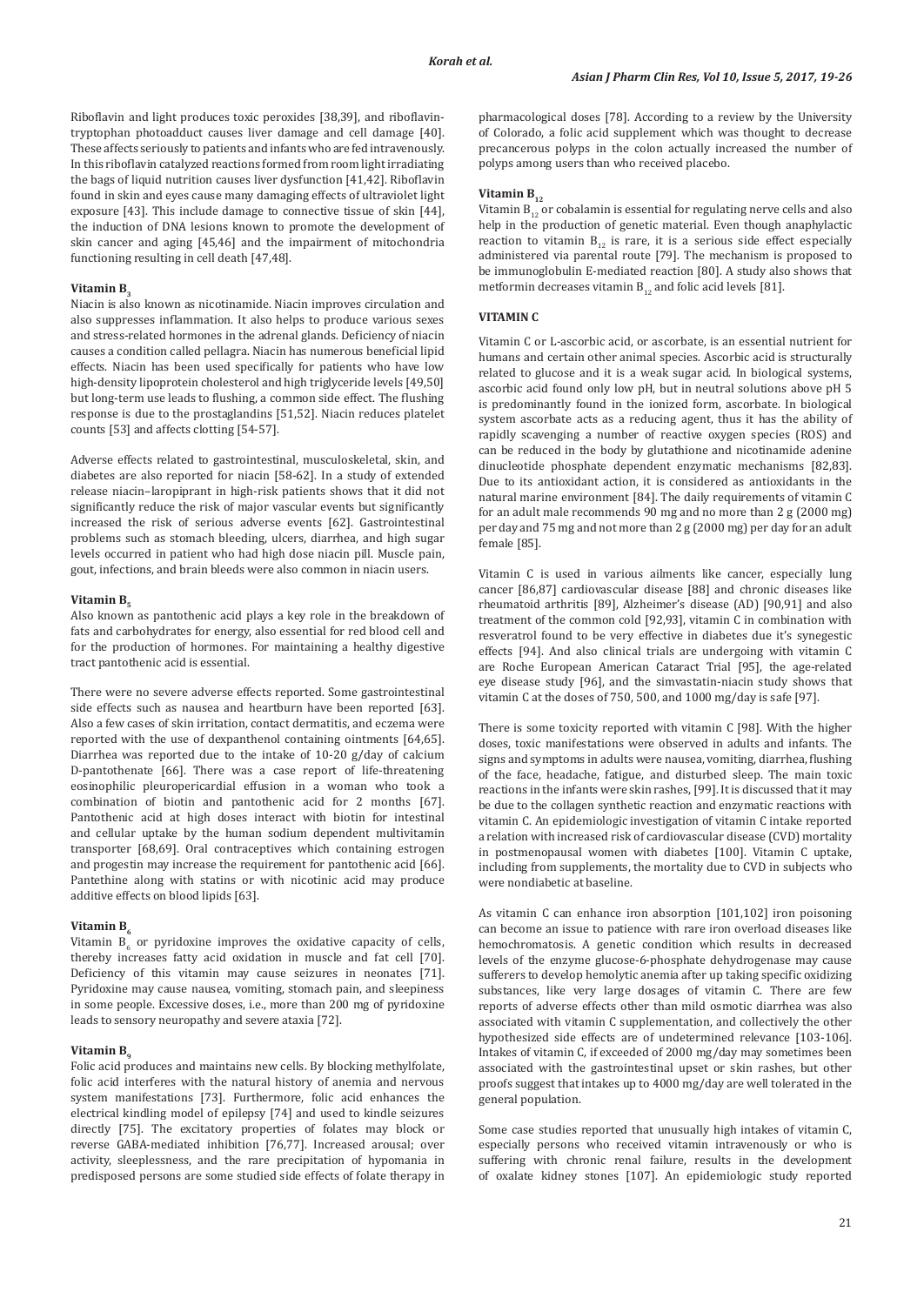Riboflavin and light produces toxic peroxides [38,39], and riboflavin-tryptophan photoadduct causes liver damage and cell damage [40]. These affects seriously to patients and infants who are fed intravenously. In this riboflavin catalyzed reactions formed from room light irradiating the bags of liquid nutrition causes liver dysfunction [41,42]. Riboflavin found in skin and eyes cause many damaging effects of ultraviolet light exposure [43]. This include damage to connective tissue of skin [44], the induction of DNA lesions known to promote the development of skin cancer and aging [45,46] and the impairment of mitochondria functioning resulting in cell death [47,48].

#### Vitamin $B_3$

Niacin is also known as nicotinamide. Niacin improves circulation and also suppresses inflammation. It also helps to produce various sexes and stress-related hormones in the adrenal glands. Deficiency of niacin causes a condition called pellagra. Niacin has numerous beneficial lipid effects. Niacin has been used specifically for patients who have low high-density lipoprotein cholesterol and high triglyceride levels [49,50] but long-term use leads to flushing, a common side effect. The flushing response is due to the prostaglandins [51,52]. Niacin reduces platelet counts [53] and affects clotting [54-57].

Adverse effects related to gastrointestinal, musculoskeletal, skin, and diabetes are also reported for niacin [58-62]. In a study of extended release niacin–laropiprant in high-risk patients shows that it did not significantly reduce the risk of major vascular events but significantly increased the risk of serious adverse events [62]. Gastrointestinal problems such as stomach bleeding, ulcers, diarrhea, and high sugar levels occurred in patient who had high dose niacin pill. Muscle pain, gout, infections, and brain bleeds were also common in niacin users.

#### Vitamin $B_5$

Also known as pantothenic acid plays a key role in the breakdown of fats and carbohydrates for energy, also essential for red blood cell and for the production of hormones. For maintaining a healthy digestive tract pantothenic acid is essential.

There were no severe adverse effects reported. Some gastrointestinal side effects such as nausea and heartburn have been reported [63]. Also a few cases of skin irritation, contact dermatitis, and eczema were reported with the use of dexpanthenol containing ointments [64,65]. Diarrhea was reported due to the intake of 10-20 g/day of calcium D-pantothenate [66]. There was a case report of life-threatening eosinophilic pleuropericardial effusion in a woman who took a combination of biotin and pantothenic acid for 2 months [67]. Pantothenic acid at high doses interact with biotin for intestinal and cellular uptake by the human sodium dependent multivitamin transporter [68,69]. Oral contraceptives which containing estrogen and progestin may increase the requirement for pantothenic acid [66]. Pantethine along with statins or with nicotinic acid may produce additive effects on blood lipids [63].

#### Vitamin $B_6$

Vitamin $B_6$ or pyridoxine improves the oxidative capacity of cells, thereby increases fatty acid oxidation in muscle and fat cell [70]. Deficiency of this vitamin may cause seizures in neonates [71]. Pyridoxine may cause nausea, vomiting, stomach pain, and sleepiness in some people. Excessive doses, i.e., more than 200 mg of pyridoxine leads to sensory neuropathy and severe ataxia [72].

#### Vitamin $B_9$

Folic acid produces and maintains new cells. By blocking methylfolate, folic acid interferes with the natural history of anemia and nervous system manifestations [73]. Furthermore, folic acid enhances the electrical kindling model of epilepsy [74] and used to kindle seizures directly [75]. The excitatory properties of folates may block or reverse GABA-mediated inhibition [76,77]. Increased arousal; over activity, sleeplessness, and the rare precipitation of hypomania in predisposed persons are some studied side effects of folate therapy in pharmacological doses [78]. According to a review by the University of Colorado, a folic acid supplement which was thought to decrease precancerous polyps in the colon actually increased the number of polyps among users than who received placebo.

#### Vitamin $B_{12}$

Vitamin $B_{12}$ or cobalamin is essential for regulating nerve cells and also help in the production of genetic material. Even though anaphylactic reaction to vitamin $B_{12}$ is rare, it is a serious side effect especially administered via parental route [79]. The mechanism is proposed to be immunoglobulin E-mediated reaction [80]. A study also shows that metformin decreases vitamin $B_{12}$ and folic acid levels [81].

### VITAMIN C

Vitamin C or L-ascorbic acid, or ascorbate, is an essential nutrient for humans and certain other animal species. Ascorbic acid is structurally related to glucose and it is a weak sugar acid. In biological systems, ascorbic acid found only low pH, but in neutral solutions above pH 5 is predominantly found in the ionized form, ascorbate. In biological system ascorbate acts as a reducing agent, thus it has the ability of rapidly scavenging a number of reactive oxygen species (ROS) and can be reduced in the body by glutathione and nicotinamide adenine dinucleotide phosphate dependent enzymatic mechanisms [82,83]. Due to its antioxidant action, it is considered as antioxidants in the natural marine environment [84]. The daily requirements of vitamin C for an adult male recommends 90 mg and no more than 2 g (2000 mg) per day and 75 mg and not more than 2 g (2000 mg) per day for an adult female [85].

Vitamin C is used in various ailments like cancer, especially lung cancer [86,87] cardiovascular disease [88] and chronic diseases like rheumatoid arthritis [89], Alzheimer's disease (AD) [90,91] and also treatment of the common cold [92,93], vitamin C in combination with resveratrol found to be very effective in diabetes due it's synegestic effects [94]. And also clinical trials are undergoing with vitamin C are Roche European American Cataract Trial [95], the age-related eye disease study [96], and the simvastatin-niacin study shows that vitamin C at the doses of 750, 500, and 1000 mg/day is safe [97].

There is some toxicity reported with vitamin C [98]. With the higher doses, toxic manifestations were observed in adults and infants. The signs and symptoms in adults were nausea, vomiting, diarrhea, flushing of the face, headache, fatigue, and disturbed sleep. The main toxic reactions in the infants were skin rashes, [99]. It is discussed that it may be due to the collagen synthetic reaction and enzymatic reactions with vitamin C. An epidemiologic investigation of vitamin C intake reported a relation with increased risk of cardiovascular disease (CVD) mortality in postmenopausal women with diabetes [100]. Vitamin C uptake, including from supplements, the mortality due to CVD in subjects who were nondiabetic at baseline.

As vitamin C can enhance iron absorption [101,102] iron poisoning can become an issue to patience with rare iron overload diseases like hemochromatosis. A genetic condition which results in decreased levels of the enzyme glucose-6-phosphate dehydrogenase may cause sufferers to develop hemolytic anemia after up taking specific oxidizing substances, like very large dosages of vitamin C. There are few reports of adverse effects other than mild osmotic diarrhea was also associated with vitamin C supplementation, and collectively the other hypothesized side effects are of undetermined relevance [103-106]. Intakes of vitamin C, if exceeded of 2000 mg/day may sometimes been associated with the gastrointestinal upset or skin rashes, but other proofs suggest that intakes up to 4000 mg/day are well tolerated in the general population.

Some case studies reported that unusually high intakes of vitamin C, especially persons who received vitamin intravenously or who is suffering with chronic renal failure, results in the development of oxalate kidney stones [107]. An epidemiologic study reported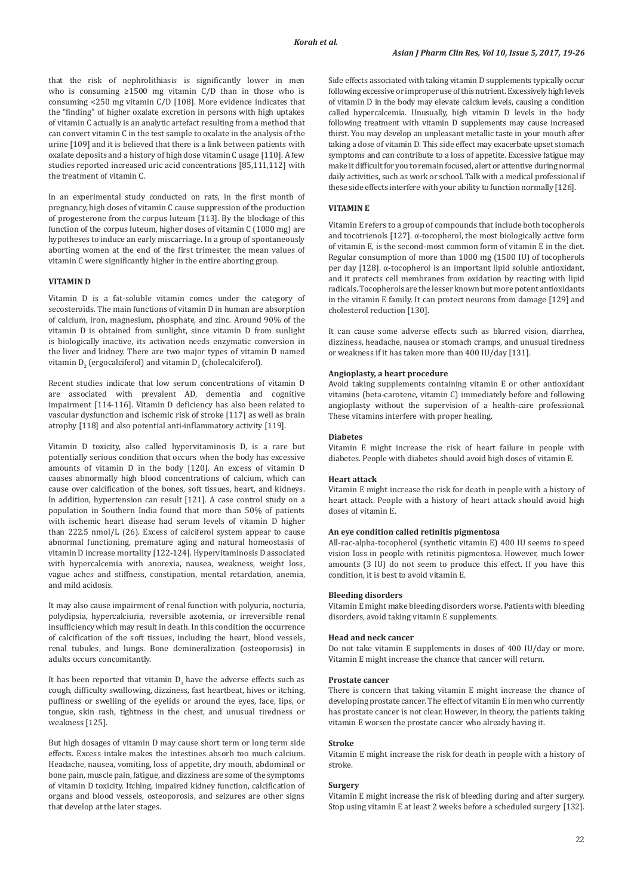that the risk of nephrolithiasis is significantly lower in men who is consuming ≥1500 mg vitamin C/D than in those who is consuming <250 mg vitamin C/D [108]. More evidence indicates that the "finding" of higher oxalate excretion in persons with high uptakes of vitamin C actually is an analytic artefact resulting from a method that can convert vitamin C in the test sample to oxalate in the analysis of the urine [109] and it is believed that there is a link between patients with oxalate deposits and a history of high dose vitamin C usage [110]. A few studies reported increased uric acid concentrations [85,111,112] with the treatment of vitamin C.

In an experimental study conducted on rats, in the first month of pregnancy, high doses of vitamin C cause suppression of the production of progesterone from the corpus luteum [113]. By the blockage of this function of the corpus luteum, higher doses of vitamin C (1000 mg) are hypotheses to induce an early miscarriage. In a group of spontaneously aborting women at the end of the first trimester, the mean values of vitamin C were significantly higher in the entire aborting group.

## VITAMIN D

Vitamin D is a fat-soluble vitamin comes under the category of secosteroids. The main functions of vitamin D in human are absorption of calcium, iron, magnesium, phosphate, and zinc. Around 90% of the vitamin D is obtained from sunlight, since vitamin D from sunlight is biologically inactive, its activation needs enzymatic conversion in the liver and kidney. There are two major types of vitamin D named vitamin $D_2$ (ergocalciferol) and vitamin $D_3$ (cholecalciferol).

Recent studies indicate that low serum concentrations of vitamin D are associated with prevalent AD, dementia and cognitive impairment [114-116]. Vitamin D deficiency has also been related to vascular dysfunction and ischemic risk of stroke [117] as well as brain atrophy [118] and also potential anti-inflammatory activity [119].

Vitamin D toxicity, also called hypervitaminosis D, is a rare but potentially serious condition that occurs when the body has excessive amounts of vitamin D in the body [120]. An excess of vitamin D causes abnormally high blood concentrations of calcium, which can cause over calcification of the bones, soft tissues, heart, and kidneys. In addition, hypertension can result [121]. A case control study on a population in Southern India found that more than 50% of patients with ischemic heart disease had serum levels of vitamin D higher than 222.5 nmol/L (26). Excess of calciferol system appear to cause abnormal functioning, premature aging and natural homeostasis of vitamin D increase mortality [122-124]. Hypervitaminosis D associated with hypercalcemia with anorexia, nausea, weakness, weight loss, vague aches and stiffness, constipation, mental retardation, anemia, and mild acidosis.

It may also cause impairment of renal function with polyuria, nocturia, polydipsia, hypercalciuria, reversible azotemia, or irreversible renal insufficiency which may result in death. In this condition the occurrence of calcification of the soft tissues, including the heart, blood vessels, renal tubules, and lungs. Bone demineralization (osteoporosis) in adults occurs concomitantly.

It has been reported that vitamin $D_3$ have the adverse effects such as cough, difficulty swallowing, dizziness, fast heartbeat, hives or itching, puffiness or swelling of the eyelids or around the eyes, face, lips, or tongue, skin rash, tightness in the chest, and unusual tiredness or weakness [125].

But high dosages of vitamin D may cause short term or long term side effects. Excess intake makes the intestines absorb too much calcium. Headache, nausea, vomiting, loss of appetite, dry mouth, abdominal or bone pain, muscle pain, fatigue, and dizziness are some of the symptoms of vitamin D toxicity. Itching, impaired kidney function, calcification of organs and blood vessels, osteoporosis, and seizures are other signs that develop at the later stages.

Side effects associated with taking vitamin D supplements typically occur following excessive or improper use of this nutrient. Excessively high levels of vitamin D in the body may elevate calcium levels, causing a condition called hypercalcemia. Unusually, high vitamin D levels in the body following treatment with vitamin D supplements may cause increased thirst. You may develop an unpleasant metallic taste in your mouth after taking a dose of vitamin D. This side effect may exacerbate upset stomach symptoms and can contribute to a loss of appetite. Excessive fatigue may make it difficult for you to remain focused, alert or attentive during normal daily activities, such as work or school. Talk with a medical professional if these side effects interfere with your ability to function normally [126].

## VITAMIN E

Vitamin E refers to a group of compounds that include both tocopherols and tocotrienols [127]. α-tocopherol, the most biologically active form of vitamin E, is the second-most common form of vitamin E in the diet. Regular consumption of more than 1000 mg (1500 IU) of tocopherols per day [128]. α-tocopherol is an important lipid soluble antioxidant, and it protects cell membranes from oxidation by reacting with lipid radicals. Tocopherols are the lesser known but more potent antioxidants in the vitamin E family. It can protect neurons from damage [129] and cholesterol reduction [130].

It can cause some adverse effects such as blurred vision, diarrhea, dizziness, headache, nausea or stomach cramps, and unusual tiredness or weakness if it has taken more than 400 IU/day [131].

### Angioplasty, a heart procedure

Avoid taking supplements containing vitamin E or other antioxidant vitamins (beta-carotene, vitamin C) immediately before and following angioplasty without the supervision of a health-care professional. These vitamins interfere with proper healing.

### Diabetes

Vitamin E might increase the risk of heart failure in people with diabetes. People with diabetes should avoid high doses of vitamin E.

### Heart attack

Vitamin E might increase the risk for death in people with a history of heart attack. People with a history of heart attack should avoid high doses of vitamin E.

### An eye condition called retinitis pigmentosa

All-rac-alpha-tocopherol (synthetic vitamin E) 400 IU seems to speed vision loss in people with retinitis pigmentosa. However, much lower amounts (3 IU) do not seem to produce this effect. If you have this condition, it is best to avoid vitamin E.

### Bleeding disorders

Vitamin E might make bleeding disorders worse. Patients with bleeding disorders, avoid taking vitamin E supplements.

### Head and neck cancer

Do not take vitamin E supplements in doses of 400 IU/day or more. Vitamin E might increase the chance that cancer will return.

### Prostate cancer

There is concern that taking vitamin E might increase the chance of developing prostate cancer. The effect of vitamin E in men who currently has prostate cancer is not clear. However, in theory, the patients taking vitamin E worsen the prostate cancer who already having it.

### Stroke

Vitamin E might increase the risk for death in people with a history of stroke.

### Surgery

Vitamin E might increase the risk of bleeding during and after surgery. Stop using vitamin E at least 2 weeks before a scheduled surgery [132].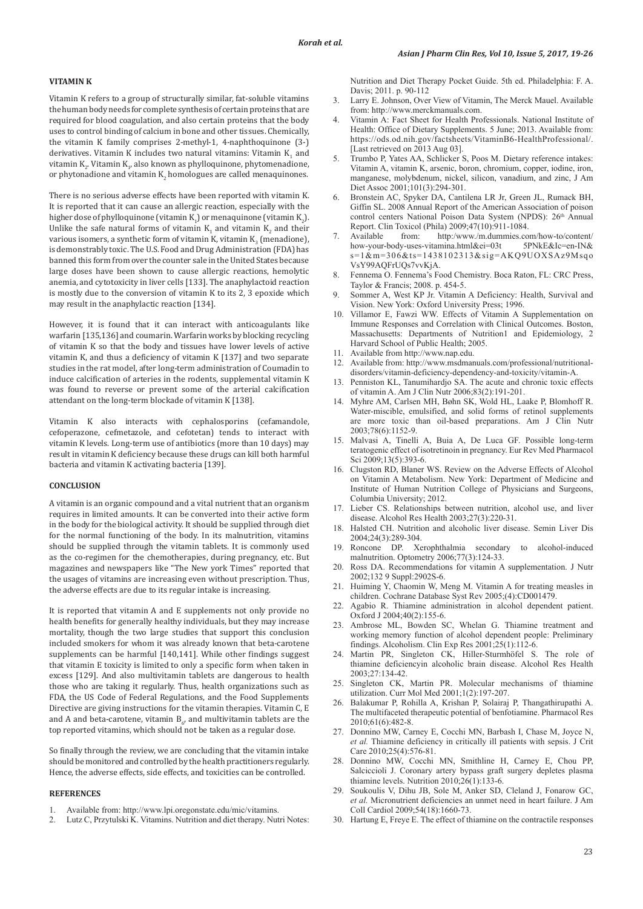### VITAMIN K

Vitamin K refers to a group of structurally similar, fat-soluble vitamins the human body needs for complete synthesis of certain proteins that are required for blood coagulation, and also certain proteins that the body uses to control binding of calcium in bone and other tissues. Chemically, the vitamin K family comprises 2-methyl-1, 4-naphthoquinone (3-) derivatives. Vitamin K includes two natural vitamins: Vitamin $K_1$ and vitamin $K_2$. Vitamin $K_1$, also known as phylloquinone, phytomenadione, or phytonadione and vitamin $K_2$ homologues are called menaquinones.

There is no serious adverse effects have been reported with vitamin K. It is reported that it can cause an allergic reaction, especially with the higher dose of phylloquinone (vitamin $K_1$) or menaquinone (vitamin $K_2$). Unlike the safe natural forms of vitamin $K_1$ and vitamin $K_2$ and their various isomers, a synthetic form of vitamin K, vitamin $K_3$ (menadione), is demonstrably toxic. The U.S. Food and Drug Administration (FDA) has banned this form from over the counter sale in the United States because large doses have been shown to cause allergic reactions, hemolytic anemia, and cytotoxicity in liver cells [133]. The anaphylactoid reaction is mostly due to the conversion of vitamin K to its 2, 3 epoxide which may result in the anaphylactic reaction [134].

However, it is found that it can interact with anticoagulants like warfarin [135,136] and coumarin. Warfarin works by blocking recycling of vitamin K so that the body and tissues have lower levels of active vitamin K, and thus a deficiency of vitamin K [137] and two separate studies in the rat model, after long-term administration of Coumadin to induce calcification of arteries in the rodents, supplemental vitamin K was found to reverse or prevent some of the arterial calcification attendant on the long-term blockade of vitamin K [138].

Vitamin K also interacts with cephalosporins (cefamandole, cefoperazone, cefmetazole, and cefotetan) tends to interact with vitamin K levels. Long-term use of antibiotics (more than 10 days) may result in vitamin K deficiency because these drugs can kill both harmful bacteria and vitamin K activating bacteria [139].

## CONCLUSION

A vitamin is an organic compound and a vital nutrient that an organism requires in limited amounts. It can be converted into their active form in the body for the biological activity. It should be supplied through diet for the normal functioning of the body. In its malnutrition, vitamins should be supplied through the vitamin tablets. It is commonly used as the co-regimen for the chemotherapies, during pregnancy, etc. But magazines and newspapers like "The New york Times" reported that the usages of vitamins are increasing even without prescription. Thus, the adverse effects are due to its regular intake is increasing.

It is reported that vitamin A and E supplements not only provide no health benefits for generally healthy individuals, but they may increase mortality, though the two large studies that support this conclusion included smokers for whom it was already known that beta-carotene supplements can be harmful [140,141]. While other findings suggest that vitamin E toxicity is limited to only a specific form when taken in excess [129]. And also multivitamin tablets are dangerous to health those who are taking it regularly. Thus, health organizations such as FDA, the US Code of Federal Regulations, and the Food Supplements Directive are giving instructions for the vitamin therapies. Vitamin C, E and A and beta-carotene, vitamin $B_6$, and multivitamin tablets are the top reported vitamins, which should not be taken as a regular dose.

So finally through the review, we are concluding that the vitamin intake should be monitored and controlled by the health practitioners regularly. Hence, the adverse effects, side effects, and toxicities can be controlled.

## REFERENCES

1. Available from: http://www.lpi.oregonstate.edu/mic/vitamins.
2. Lutz C, Przytulski K. Vitamins. Nutrition and diet therapy. Nutri Notes: Nutrition and Diet Therapy Pocket Guide. 5th ed. Philadelphia: F. A. Davis; 2011. p. 90-112
3. Larry E. Johnson, Over View of Vitamin, The Merck Mauel. Available from: http://www.merckmanuals.com.
4. Vitamin A: Fact Sheet for Health Professionals. National Institute of Health: Office of Dietary Supplements. 5 June; 2013. Available from: https://ods.od.nih.gov/factsheets/VitaminB6-HealthProfessional/. [Last retrieved on 2013 Aug 03].
5. Trumbo P, Yates AA, Schlicker S, Poos M. Dietary reference intakes: Vitamin A, vitamin K, arsenic, boron, chromium, copper, iodine, iron, manganese, molybdenum, nickel, silicon, vanadium, and zinc, J Am Diet Assoc 2001;101(3):294-301.
6. Bronstein AC, Spyker DA, Cantilena LR Jr, Green JL, Rumack BH, Giffin SL. 2008 Annual Report of the American Association of poison control centers National Poison Data System (NPDS): 26th Annual Report. Clin Toxicol (Phila) 2009;47(10):911-1084.
7. Available from: http:/www./m.dummies.com/how-to/content/how-your-body-uses-vitamina.html&ei=03t 5PNkE&Ic=en-IN&s=1&m=306&ts=1438102313&sig=AKQ9UOXSAz9Msqo VsY99AQFrUQs7vvKjA.
8. Fennema O. Fennema's Food Chemistry. Boca Raton, FL: CRC Press, Taylor & Francis; 2008. p. 454-5.
9. Sommer A, West KP Jr. Vitamin A Deficiency: Health, Survival and Vision. New York: Oxford University Press; 1996.
10. Villamor E, Fawzi WW. Effects of Vitamin A Supplementation on Immune Responses and Correlation with Clinical Outcomes. Boston, Massachusetts: Departments of Nutrition1 and Epidemiology, 2 Harvard School of Public Health; 2005.
11. Available from http://www.nap.edu.
12. Available from: http://www.msdmanuals.com/professional/nutritional-disorders/vitamin-deficiency-dependency-and-toxicity/vitamin-A.
13. Penniston KL, Tanumihardjo SA. The acute and chronic toxic effects of vitamin A. Am J Clin Nutr 2006;83(2):191-201.
14. Myhre AM, Carlsen MH, Bøhn SK, Wold HL, Laake P, Blomhoff R. Water-miscible, emulsified, and solid forms of retinol supplements are more toxic than oil-based preparations. Am J Clin Nutr 2003;78(6):1152-9.
15. Malvasi A, Tinelli A, Buia A, De Luca GF. Possible long-term teratogenic effect of isotretinoin in pregnancy. Eur Rev Med Pharmacol Sci 2009;13(5):393-6.
16. Clugston RD, Blaner WS. Review on the Adverse Effects of Alcohol on Vitamin A Metabolism. New York: Department of Medicine and Institute of Human Nutrition College of Physicians and Surgeons, Columbia University; 2012.
17. Lieber CS. Relationships between nutrition, alcohol use, and liver disease. Alcohol Res Health 2003;27(3):220-31.
18. Halsted CH. Nutrition and alcoholic liver disease. Semin Liver Dis 2004;24(3):289-304.
19. Roncone DP. Xerophthalmia secondary to alcohol-induced malnutrition. Optometry 2006;77(3):124-33.
20. Ross DA. Recommendations for vitamin A supplementation. J Nutr 2002;132 9 Suppl:2902S-6.
21. Huiming Y, Chaomin W, Meng M. Vitamin A for treating measles in children. Cochrane Database Syst Rev 2005;(4):CD001479.
22. Agabio R. Thiamine administration in alcohol dependent patient. Oxford J 2004;40(2):155-6.
23. Ambrose ML, Bowden SC, Whelan G. Thiamine treatment and working memory function of alcohol dependent people: Preliminary findings. Alcoholism. Clin Exp Res 2001;25(1):112-6.
24. Martin PR, Singleton CK, Hiller-Sturmhöfel S. The role of thiamine deficiencyin alcoholic brain disease. Alcohol Res Health 2003;27:134-42.
25. Singleton CK, Martin PR. Molecular mechanisms of thiamine utilization. Curr Mol Med 2001;1(2):197-207.
26. Balakumar P, Rohilla A, Krishan P, Solairaj P, Thangathirupathi A. The multifaceted therapeutic potential of benfotiamine. Pharmacol Res 2010;61(6):482-8.
27. Donnino MW, Carney E, Cocchi MN, Barbash I, Chase M, Joyce N, *et al.* Thiamine deficiency in critically ill patients with sepsis. J Crit Care 2010;25(4):576-81.
28. Donnino MW, Cocchi MN, Smithline H, Carney E, Chou PP, Salciccioli J. Coronary artery bypass graft surgery depletes plasma thiamine levels. Nutrition 2010;26(1):133-6.
29. Soukoulis V, Dihu JB, Sole M, Anker SD, Cleland J, Fonarow GC, *et al.* Micronutrient deficiencies an unmet need in heart failure. J Am Coll Cardiol 2009;54(18):1660-73.
30. Hartung E, Freye E. The effect of thiamine on the contractile responses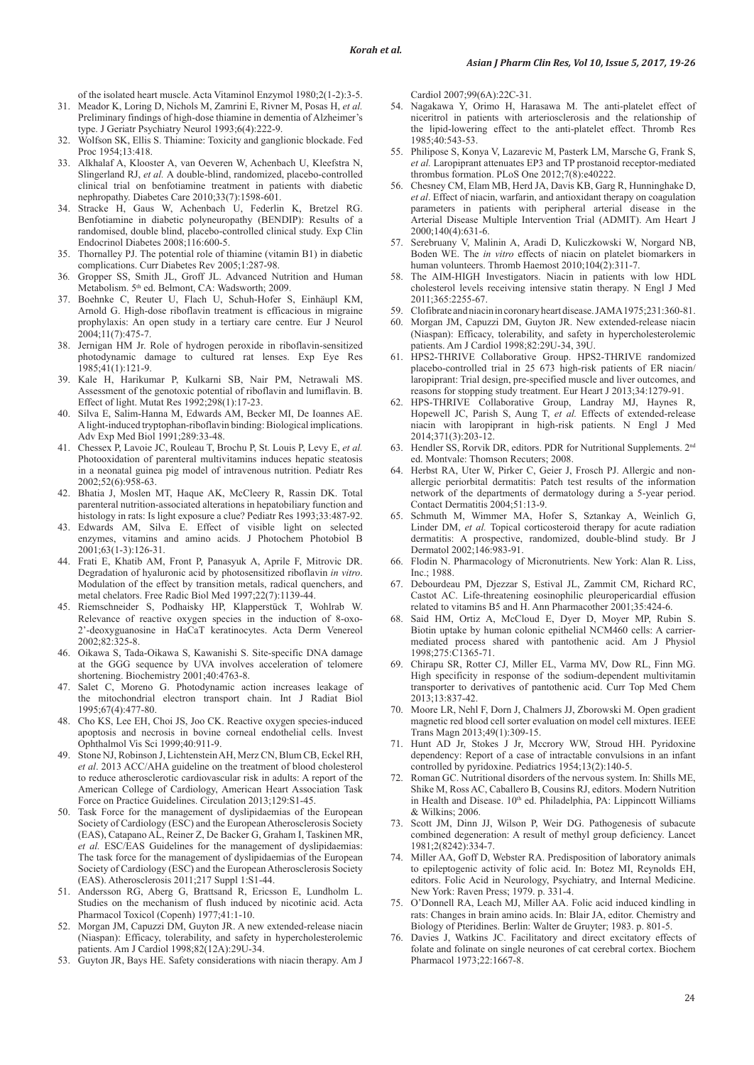of the isolated heart muscle. Acta Vitaminol Enzymol 1980;2(1-2):3-5.

31. Meador K, Loring D, Nichols M, Zamrini E, Rivner M, Posas H, *et al.* Preliminary findings of high-dose thiamine in dementia of Alzheimer's type. J Geriatr Psychiatry Neurol 1993;6(4):222-9.
32. Wolfson SK, Ellis S. Thiamine: Toxicity and ganglionic blockade. Fed Proc 1954;13:418.
33. Alkhalaf A, Klooster A, van Oeveren W, Achenbach U, Kleefstra N, Slingerland RJ, *et al.* A double-blind, randomized, placebo-controlled clinical trial on benfotiamine treatment in patients with diabetic nephropathy. Diabetes Care 2010;33(7):1598-601.
34. Stracke H, Gaus W, Achenbach U, Federlin K, Bretzel RG. Benfotiamine in diabetic polyneuropathy (BENDIP): Results of a randomised, double blind, placebo-controlled clinical study. Exp Clin Endocrinol Diabetes 2008;116:600-5.
35. Thornalley PJ. The potential role of thiamine (vitamin B1) in diabetic complications. Curr Diabetes Rev 2005;1:287-98.
36. Gropper SS, Smith JL, Groff JL. Advanced Nutrition and Human Metabolism. 5th ed. Belmont, CA: Wadsworth; 2009.
37. Boehnke C, Reuter U, Flach U, Schuh-Hofer S, Einhäupl KM, Arnold G. High-dose riboflavin treatment is efficacious in migraine prophylaxis: An open study in a tertiary care centre. Eur J Neurol 2004;11(7):475-7.
38. Jernigan HM Jr. Role of hydrogen peroxide in riboflavin-sensitized photodynamic damage to cultured rat lenses. Exp Eye Res 1985;41(1):121-9.
39. Kale H, Harikumar P, Kulkarni SB, Nair PM, Netrawali MS. Assessment of the genotoxic potential of riboflavin and lumiflavin. B. Effect of light. Mutat Res 1992;298(1):17-23.
40. Silva E, Salim-Hanna M, Edwards AM, Becker MI, De Ioannes AE. A light-induced tryptophan-riboflavin binding: Biological implications. Adv Exp Med Biol 1991;289:33-48.
41. Chessex P, Lavoie JC, Rouleau T, Brochu P, St. Louis P, Levy E, *et al.* Photooxidation of parenteral multivitamins induces hepatic steatosis in a neonatal guinea pig model of intravenous nutrition. Pediatr Res 2002;52(6):958-63.
42. Bhatia J, Moslen MT, Haque AK, McCleery R, Rassin DK. Total parenteral nutrition-associated alterations in hepatobiliary function and histology in rats: Is light exposure a clue? Pediatr Res 1993;33:487-92.
43. Edwards AM, Silva E. Effect of visible light on selected enzymes, vitamins and amino acids. J Photochem Photobiol B 2001;63(1-3):126-31.
44. Frati E, Khatib AM, Front P, Panasyuk A, Aprile F, Mitrovic DR. Degradation of hyaluronic acid by photosensitized riboflavin *in vitro*. Modulation of the effect by transition metals, radical quenchers, and metal chelators. Free Radic Biol Med 1997;22(7):1139-44.
45. Riemschneider S, Podhaisky HP, Klapperstück T, Wohlrab W. Relevance of reactive oxygen species in the induction of 8-oxo-2'-deoxyguanosine in HaCaT keratinocytes. Acta Derm Venereol 2002;82:325-8.
46. Oikawa S, Tada-Oikawa S, Kawanishi S. Site-specific DNA damage at the GGG sequence by UVA involves acceleration of telomere shortening. Biochemistry 2001;40:4763-8.
47. Salet C, Moreno G. Photodynamic action increases leakage of the mitochondrial electron transport chain. Int J Radiat Biol 1995;67(4):477-80.
48. Cho KS, Lee EH, Choi JS, Joo CK. Reactive oxygen species-induced apoptosis and necrosis in bovine corneal endothelial cells. Invest Ophthalmol Vis Sci 1999;40:911-9.
49. Stone NJ, Robinson J, Lichtenstein AH, Merz CN, Blum CB, Eckel RH, *et al*. 2013 ACC/AHA guideline on the treatment of blood cholesterol to reduce atherosclerotic cardiovascular risk in adults: A report of the American College of Cardiology, American Heart Association Task Force on Practice Guidelines. Circulation 2013;129:S1-45.
50. Task Force for the management of dyslipidaemias of the European Society of Cardiology (ESC) and the European Atherosclerosis Society (EAS), Catapano AL, Reiner Z, De Backer G, Graham I, Taskinen MR, *et al.* ESC/EAS Guidelines for the management of dyslipidaemias: The task force for the management of dyslipidaemias of the European Society of Cardiology (ESC) and the European Atherosclerosis Society (EAS). Atherosclerosis 2011;217 Suppl 1:S1-44.
51. Andersson RG, Aberg G, Brattsand R, Ericsson E, Lundholm L. Studies on the mechanism of flush induced by nicotinic acid. Acta Pharmacol Toxicol (Copenh) 1977;41:1-10.
52. Morgan JM, Capuzzi DM, Guyton JR. A new extended-release niacin (Niaspan): Efficacy, tolerability, and safety in hypercholesterolemic patients. Am J Cardiol 1998;82(12A):29U-34.
53. Guyton JR, Bays HE. Safety considerations with niacin therapy. Am J Cardiol 2007;99(6A):22C-31.
54. Nagakawa Y, Orimo H, Harasawa M. The anti-platelet effect of niceritrol in patients with arteriosclerosis and the relationship of the lipid-lowering effect to the anti-platelet effect. Thromb Res 1985;40:543-53.
55. Philipose S, Konya V, Lazarevic M, Pasterk LM, Marsche G, Frank S, *et al.* Laropiprant attenuates EP3 and TP prostanoid receptor-mediated thrombus formation. PLoS One 2012;7(8):e40222.
56. Chesney CM, Elam MB, Herd JA, Davis KB, Garg R, Hunninghake D, *et al*. Effect of niacin, warfarin, and antioxidant therapy on coagulation parameters in patients with peripheral arterial disease in the Arterial Disease Multiple Intervention Trial (ADMIT). Am Heart J 2000;140(4):631-6.
57. Serebruany V, Malinin A, Aradi D, Kuliczkowski W, Norgard NB, Boden WE. The *in vitro* effects of niacin on platelet biomarkers in human volunteers. Thromb Haemost 2010;104(2):311-7.
58. The AIM-HIGH Investigators. Niacin in patients with low HDL cholesterol levels receiving intensive statin therapy. N Engl J Med 2011;365:2255-67.
59. Clofibrate and niacin in coronary heart disease. JAMA 1975;231:360-81.
60. Morgan JM, Capuzzi DM, Guyton JR. New extended-release niacin (Niaspan): Efficacy, tolerability, and safety in hypercholesterolemic patients. Am J Cardiol 1998;82:29U-34, 39U.
61. HPS2-THRIVE Collaborative Group. HPS2-THRIVE randomized placebo-controlled trial in 25 673 high-risk patients of ER niacin/laropiprant: Trial design, pre-specified muscle and liver outcomes, and reasons for stopping study treatment. Eur Heart J 2013;34:1279-91.
62. HPS-THRIVE Collaborative Group, Landray MJ, Haynes R, Hopewell JC, Parish S, Aung T, *et al.* Effects of extended-release niacin with laropiprant in high-risk patients. N Engl J Med 2014;371(3):203-12.
63. Hendler SS, Rorvik DR, editors. PDR for Nutritional Supplements. 2nd ed. Montvale: Thomson Recuters; 2008.
64. Herbst RA, Uter W, Pirker C, Geier J, Frosch PJ. Allergic and non-allergic periorbital dermatitis: Patch test results of the information network of the departments of dermatology during a 5-year period. Contact Dermatitis 2004;51:13-9.
65. Schmuth M, Wimmer MA, Hofer S, Sztankay A, Weinlich G, Linder DM, *et al.* Topical corticosteroid therapy for acute radiation dermatitis: A prospective, randomized, double-blind study. Br J Dermatol 2002;146:983-91.
66. Flodin N. Pharmacology of Micronutrients. New York: Alan R. Liss, Inc.; 1988.
67. Debourdeau PM, Djezzar S, Estival JL, Zammit CM, Richard RC, Castot AC. Life-threatening eosinophilic pleuropericardial effusion related to vitamins B5 and H. Ann Pharmacother 2001;35:424-6.
68. Said HM, Ortiz A, McCloud E, Dyer D, Moyer MP, Rubin S. Biotin uptake by human colonic epithelial NCM460 cells: A carrier-mediated process shared with pantothenic acid. Am J Physiol 1998;275:C1365-71.
69. Chirapu SR, Rotter CJ, Miller EL, Varma MV, Dow RL, Finn MG. High specificity in response of the sodium-dependent multivitamin transporter to derivatives of pantothenic acid. Curr Top Med Chem 2013;13:837-42.
70. Moore LR, Nehl F, Dorn J, Chalmers JJ, Zborowski M. Open gradient magnetic red blood cell sorter evaluation on model cell mixtures. IEEE Trans Magn 2013;49(1):309-15.
71. Hunt AD Jr, Stokes J Jr, Mccrory WW, Stroud HH. Pyridoxine dependency: Report of a case of intractable convulsions in an infant controlled by pyridoxine. Pediatrics 1954;13(2):140-5.
72. Roman GC. Nutritional disorders of the nervous system. In: Shills ME, Shike M, Ross AC, Caballero B, Cousins RJ, editors. Modern Nutrition in Health and Disease. 10th ed. Philadelphia, PA: Lippincott Williams & Wilkins; 2006.
73. Scott JM, Dinn JJ, Wilson P, Weir DG. Pathogenesis of subacute combined degeneration: A result of methyl group deficiency. Lancet 1981;2(8242):334-7.
74. Miller AA, Goff D, Webster RA. Predisposition of laboratory animals to epileptogenic activity of folic acid. In: Botez MI, Reynolds EH, editors. Folic Acid in Neurology, Psychiatry, and Internal Medicine. New York: Raven Press; 1979. p. 331-4.
75. O'Donnell RA, Leach MJ, Miller AA. Folic acid induced kindling in rats: Changes in brain amino acids. In: Blair JA, editor. Chemistry and Biology of Pteridines. Berlin: Walter de Gruyter; 1983. p. 801-5.
76. Davies J, Watkins JC. Facilitatory and direct excitatory effects of folate and folinate on single neurones of cat cerebral cortex. Biochem Pharmacol 1973;22:1667-8.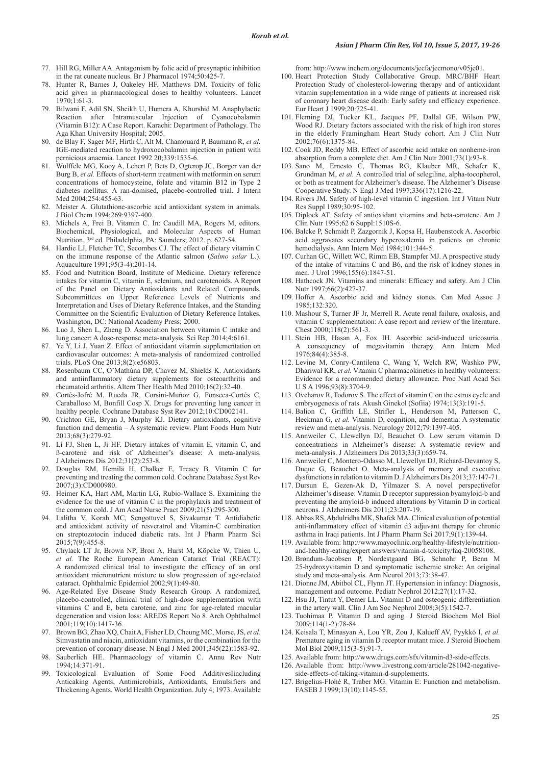77. Hill RG, Miller AA. Antagonism by folic acid of presynaptic inhibition in the rat cuneate nucleus. Br J Pharmacol 1974;50:425-7.
78. Hunter R, Barnes J, Oakeley HF, Matthews DM. Toxicity of folic acid given in pharmacological doses to healthy volunteers. Lancet 1970;1:61-3.
79. Bilwani F, Adil SN, Sheikh U, Humera A, Khurshid M. Anaphylactic Reaction after Intramuscular Injection of Cyanocobalamin (Vitamin B12): A Case Report. Karachi: Department of Pathology. The Aga Khan University Hospital; 2005.
80. de Blay F, Sager MF, Hirth C, Alt M, Chamouard P, Baumann R, *et al.* IGE-mediated reaction to hydroxocobalamin injection in patient with pernicious anaemia. Lancet 1992 20;339:1535-6.
81. Wulffele MG, Kooy A, Lehert P, Bets D, Ogterop JC, Borger van der Burg B, *et al.* Effects of short-term treatment with metformin on serum concentrations of homocysteine, folate and vitamin B12 in Type 2 diabetes mellitus: A ran-domised, placebo-controlled trial. J Intern Med 2004;254:455-63.
82. Meister A. Glutathione-ascorbic acid antioxidant system in animals. J Biol Chem 1994;269:9397-400.
83. Michels A, Frei B. Vitamin C. In: Caudill MA, Rogers M, editors. Biochemical, Physiological, and Molecular Aspects of Human Nutrition. 3rd ed. Philadelphia, PA: Saunders; 2012. p. 627-54.
84. Hardie LJ, Fletcher TC, Secombes CJ. The effect of dietary vitamin C on the immune response of the Atlantic salmon (*Salmo salar* L.). Aquaculture 1991;95(3-4):201-14.
85. Food and Nutrition Board, Institute of Medicine. Dietary reference intakes for vitamin C, vitamin E, selenium, and carotenoids. A Report of the Panel on Dietary Antioxidants and Related Compounds, Subcommittees on Upper Reference Levels of Nutrients and Interpretation and Uses of Dietary Reference Intakes, and the Standing Committee on the Scientific Evaluation of Dietary Reference Intakes. Washington, DC: National Academy Press; 2000.
86. Luo J, Shen L, Zheng D. Association between vitamin C intake and lung cancer: A dose-response meta-analysis. Sci Rep 2014;4:6161.
87. Ye Y, Li J, Yuan Z. Effect of antioxidant vitamin supplementation on cardiovascular outcomes: A meta-analysis of randomized controlled trials. PLoS One 2013;8(2):e56803.
88. Rosenbaum CC, O'Mathúna DP, Chavez M, Shields K. Antioxidants and antiinflammatory dietary supplements for osteoarthritis and rheumatoid arthritis. Altern Ther Health Med 2010;16(2):32-40.
89. Cortés-Jofré M, Rueda JR, Corsini-Muñoz G, Fonseca-Cortés C, Caraballoso M, Bonfill Cosp X. Drugs for preventing lung cancer in healthy people. Cochrane Database Syst Rev 2012;10:CD002141.
90. Crichton GE, Bryan J, Murphy KJ. Dietary antioxidants, cognitive function and dementia – A systematic review. Plant Foods Hum Nutr 2013;68(3):279-92.
91. Li FJ, Shen L, Ji HF. Dietary intakes of vitamin E, vitamin C, and ß-carotene and risk of Alzheimer's disease: A meta-analysis. J Alzheimers Dis 2012;31(2):253-8.
92. Douglas RM, Hemilä H, Chalker E, Treacy B. Vitamin C for preventing and treating the common cold. Cochrane Database Syst Rev 2007;(3):CD000980.
93. Heimer KA, Hart AM, Martin LG, Rubio-Wallace S. Examining the evidence for the use of vitamin C in the prophylaxis and treatment of the common cold. J Am Acad Nurse Pract 2009;21(5):295-300.
94. Lalitha V, Korah MC, Sengottuvel S, Sivakumar T. Antidiabetic and antioxidant activity of resveratrol and Vitamin-C combination on streptozotocin induced diabetic rats. Int J Pharm Pharm Sci 2015;7(9):455-8.
95. Chylack LT Jr, Brown NP, Bron A, Hurst M, Köpcke W, Thien U, *et al.* The Roche European American Cataract Trial (REACT): A randomized clinical trial to investigate the efficacy of an oral antioxidant micronutrient mixture to slow progression of age-related cataract. Ophthalmic Epidemiol 2002;9(1):49-80.
96. Age-Related Eye Disease Study Research Group. A randomized, placebo-controlled, clinical trial of high-dose supplementation with vitamins C and E, beta carotene, and zinc for age-related macular degeneration and vision loss: AREDS Report No 8. Arch Ophthalmol 2001;119(10):1417-36.
97. Brown BG, Zhao XQ, Chait A, Fisher LD, Cheung MC, Morse, JS, *et al*. Simvastatin and niacin, antioxidant vitamins, or the combination for the prevention of coronary disease. N Engl J Med 2001;345(22):1583-92.
98. Sauberlich HE. Pharmacology of vitamin C. Annu Rev Nutr 1994;14:371-91.
99. Toxicological Evaluation of Some Food AdditivesIincluding Anticaking Agents, Antimicrobials, Antioxidants, Emulsifiers and Thickening Agents. World Health Organization. July 4; 1973. Available from: http://www.inchem.org/documents/jecfa/jecmono/v05je01.
100. Heart Protection Study Collaborative Group. MRC/BHF Heart Protection Study of cholesterol-lowering therapy and of antioxidant vitamin supplementation in a wide range of patients at increased risk of coronary heart disease death: Early safety and efficacy experience. Eur Heart J 1999;20:725-41.
101. Fleming DJ, Tucker KL, Jacques PF, Dallal GE, Wilson PW, Wood RJ. Dietary factors associated with the risk of high iron stores in the elderly Framingham Heart Study cohort. Am J Clin Nutr 2002;76(6):1375-84.
102. Cook JD, Reddy MB. Effect of ascorbic acid intake on nonheme-iron absorption from a complete diet. Am J Clin Nutr 2001;73(1):93-8.
103. Sano M, Ernesto C, Thomas RG, Klauber MR, Schafer K, Grundman M, *et al.* A controlled trial of selegiline, alpha-tocopherol, or both as treatment for Alzheimer's disease. The Alzheimer's Disease Cooperative Study. N Engl J Med 1997;336(17):1216-22.
104. Rivers JM. Safety of high-level vitamin C ingestion. Int J Vitam Nutr Res Suppl 1989;30:95-102.
105. Diplock AT. Safety of antioxidant vitamins and beta-carotene. Am J Clin Nutr 1995;62 6 Suppl:1510S-6.
106. Balcke P, Schmidt P, Zazgornik J, Kopsa H, Haubenstock A. Ascorbic acid aggravates secondary hyperoxalemia in patients on chronic hemodialysis. Ann Intern Med 1984;101:344-5.
107. Curhan GC, Willett WC, Rimm EB, Stampfer MJ. A prospective study of the intake of vitamins C and B6, and the risk of kidney stones in men. J Urol 1996;155(6):1847-51.
108. Hathcock JN. Vitamins and minerals: Efficacy and safety. Am J Clin Nutr 1997;66(2):427-37.
109. Hoffer A. Ascorbic acid and kidney stones. Can Med Assoc J 1985;132:320.
110. Mashour S, Turner JF Jr, Merrell R. Acute renal failure, oxalosis, and vitamin C supplementation: A case report and review of the literature. Chest 2000;118(2):561-3.
111. Stein HB, Hasan A, Fox IH. Ascorbic acid-induced uricosuria. A consequency of megavitamin therapy. Ann Intern Med 1976;84(4):385-8.
112. Levine M, Conry-Cantilena C, Wang Y, Welch RW, Washko PW, Dhariwal KR, *et al.* Vitamin C pharmacokinetics in healthy volunteers: Evidence for a recommended dietary allowance. Proc Natl Acad Sci U S A 1996;93(8):3704-9.
113. Ovcharov R, Todorov S. The effect of vitamin C on the estrus cycle and embryogenesis of rats. Akush Ginekol (Sofiia) 1974;13(3):191-5.
114. Balion C, Griffith LE, Strifler L, Henderson M, Patterson C, Heckman G, *et al.* Vitamin D, cognition, and dementia: A systematic review and meta-analysis. Neurology 2012;79:1397-405.
115. Annweiler C, Llewellyn DJ, Beauchet O. Low serum vitamin D concentrations in Alzheimer's disease: A systematic review and meta-analysis. J Alzheimers Dis 2013;33(3):659-74.
116. Annweiler C, Montero-Odasso M, Llewellyn DJ, Richard-Devantoy S, Duque G, Beauchet O. Meta-analysis of memory and executive dysfunctions in relation to vitamin D. J Alzheimers Dis 2013;37:147-71.
117. Dursun E, Gezen-Ak D, Yilmazer S. A novel perspectivefor Alzheimer's disease: Vitamin D receptor suppression byamyloid-b and preventing the amyloid-b induced alterations by Vitamin D in cortical neurons. J Alzheimers Dis 2011;23:207-19.
118. Abbas RS, Abdulridha MK, Shafek MA. Clinical evaluation of potential anti-inflammatory effect of vitamin d3 adjuvant therapy for chronic asthma in Iraqi patients. Int J Pharm Pharm Sci 2017;9(1):139-44.
119. Available from: http://www.mayoclinic.org/healthy-lifestyle/nutrition-and-healthy-eating/expert answers/vitamin-d-toxicity/faq-20058108.
120. Brøndum-Jacobsen P, Nordestgaard BG, Schnohr P, Benn M 25-hydroxyvitamin D and symptomatic ischemic stroke: An original study and meta-analysis. Ann Neurol 2013;73:38-47.
121. Dionne JM, Abitbol CL, Flynn JT. Hypertension in infancy: Diagnosis, management and outcome. Pediatr Nephrol 2012;27(1):17-32.
122. Hsu JJ, Tintut Y, Demer LL. Vitamin D and osteogenic differentiation in the artery wall. Clin J Am Soc Nephrol 2008;3(5):1542-7.
123. Tuohimaa P. Vitamin D and aging. J Steroid Biochem Mol Biol 2009;114(1-2):78-84.
124. Keisala T, Minasyan A, Lou YR, Zou J, Kalueff AV, Pyykkö I, *et al.* Premature aging in vitamin D receptor mutant mice. J Steroid Biochem Mol Biol 2009;115(3-5):91-7.
125. Available from: http://www.drugs.com/sfx/vitamin-d3-side-effects.
126. Available from: http://www.livestrong.com/article/281042-negative-side-effects-of-taking-vitamin-d-supplements.
127. Brigelius-Flohé R, Traber MG. Vitamin E: Function and metabolism. FASEB J 1999;13(10):1145-55.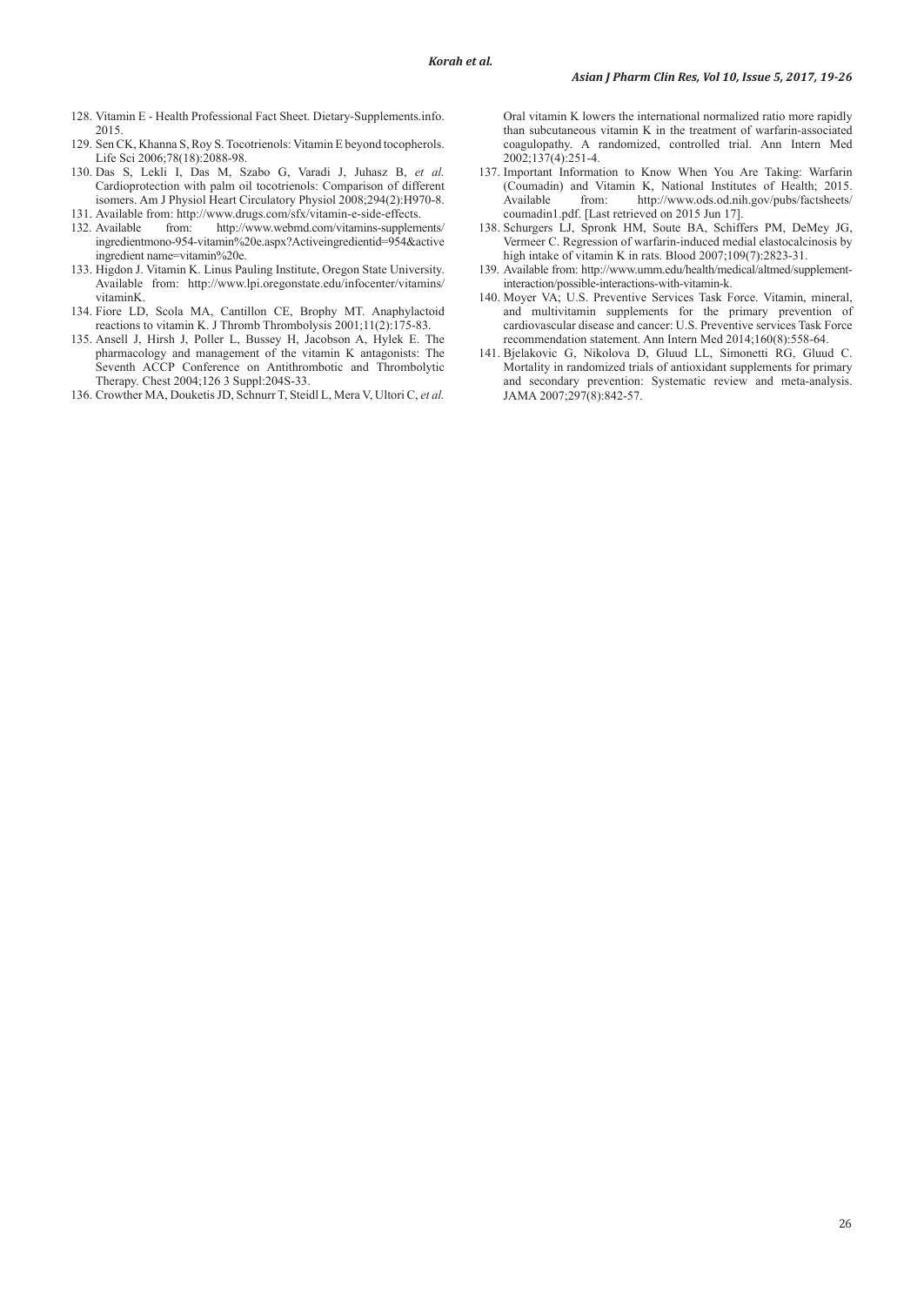128. Vitamin E - Health Professional Fact Sheet. Dietary-Supplements.info. 2015.
129. Sen CK, Khanna S, Roy S. Tocotrienols: Vitamin E beyond tocopherols. Life Sci 2006;78(18):2088-98.
130. Das S, Lekli I, Das M, Szabo G, Varadi J, Juhasz B, *et al.* Cardioprotection with palm oil tocotrienols: Comparison of different isomers. Am J Physiol Heart Circulatory Physiol 2008;294(2):H970-8.
131. Available from: http://www.drugs.com/sfx/vitamin-e-side-effects.
132. Available from: http://www.webmd.com/vitamins-supplements/ingredientmono-954-vitamin%20e.aspx?Activeingredientid=954&active ingredient name=vitamin%20e.
133. Higdon J. Vitamin K. Linus Pauling Institute, Oregon State University. Available from: http://www.lpi.oregonstate.edu/infocenter/vitamins/vitaminK.
134. Fiore LD, Scola MA, Cantillon CE, Brophy MT. Anaphylactoid reactions to vitamin K. J Thromb Thrombolysis 2001;11(2):175-83.
135. Ansell J, Hirsh J, Poller L, Bussey H, Jacobson A, Hylek E. The pharmacology and management of the vitamin K antagonists: The Seventh ACCP Conference on Antithrombotic and Thrombolytic Therapy. Chest 2004;126 3 Suppl:204S-33.
136. Crowther MA, Douketis JD, Schnurr T, Steidl L, Mera V, Ultori C, *et al.* Oral vitamin K lowers the international normalized ratio more rapidly than subcutaneous vitamin K in the treatment of warfarin-associated coagulopathy. A randomized, controlled trial. Ann Intern Med 2002;137(4):251-4.
137. Important Information to Know When You Are Taking: Warfarin (Coumadin) and Vitamin K, National Institutes of Health; 2015. Available from: http://www.ods.od.nih.gov/pubs/factsheets/coumadin1.pdf. [Last retrieved on 2015 Jun 17].
138. Schurgers LJ, Spronk HM, Soute BA, Schiffers PM, DeMey JG, Vermeer C. Regression of warfarin-induced medial elastocalcinosis by high intake of vitamin K in rats. Blood 2007;109(7):2823-31.
139. Available from: http://www.umm.edu/health/medical/altmed/supplement-interaction/possible-interactions-with-vitamin-k.
140. Moyer VA; U.S. Preventive Services Task Force. Vitamin, mineral, and multivitamin supplements for the primary prevention of cardiovascular disease and cancer: U.S. Preventive services Task Force recommendation statement. Ann Intern Med 2014;160(8):558-64.
141. Bjelakovic G, Nikolova D, Gluud LL, Simonetti RG, Gluud C. Mortality in randomized trials of antioxidant supplements for primary and secondary prevention: Systematic review and meta-analysis. JAMA 2007;297(8):842-57.